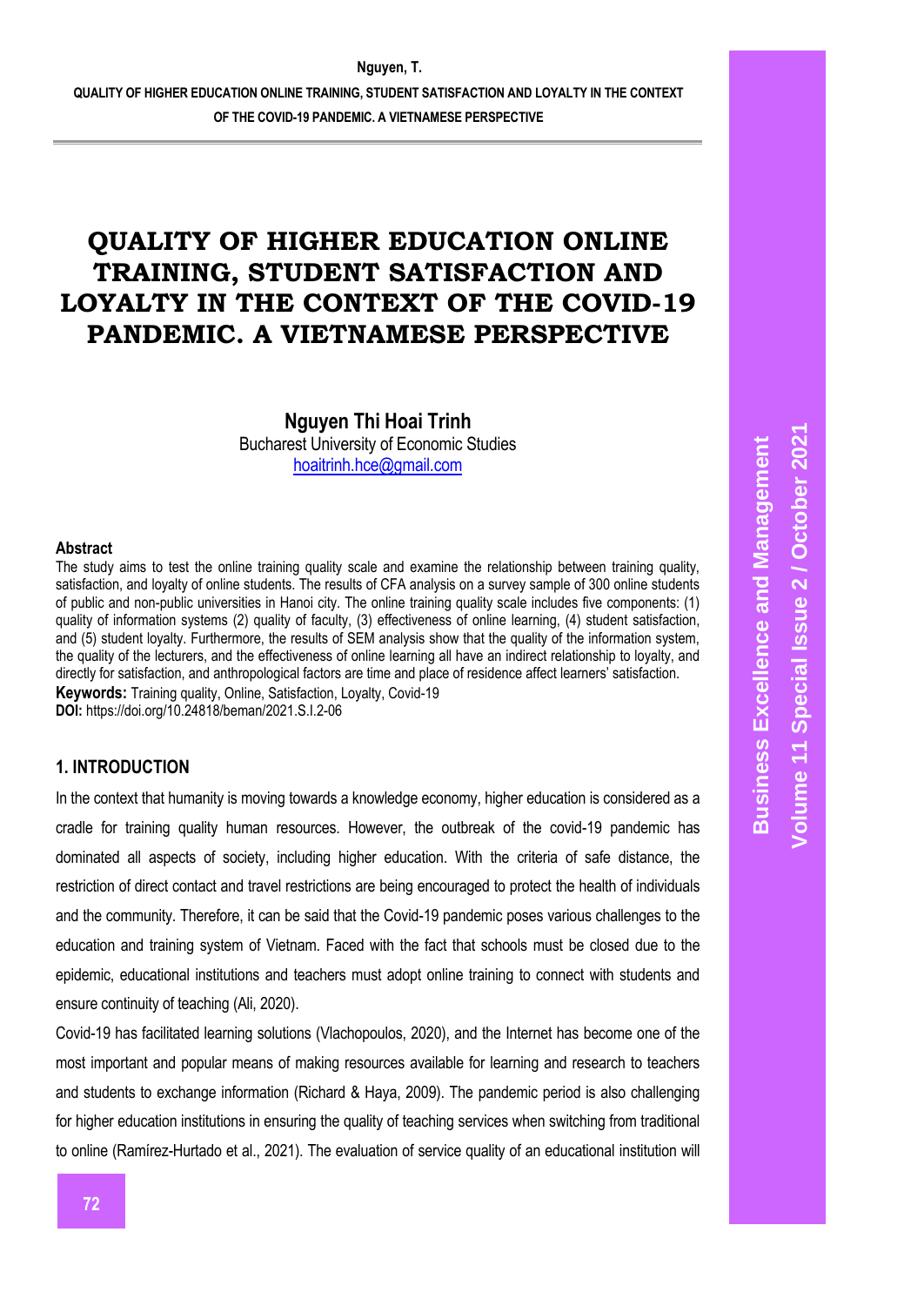# QUALITY OF HIGHER EDUCATION ONLINE TRAINING, STUDENT SATISFACTION AND LOYALTY IN THE CONTEXT OF THE COVID-19 PANDEMIC. A VIETNAMESE PERSPECTIVE

**Nguyen Thi Hoai Trinh**
Bucharest University of Economic Studies
hoaitrinh.hce@gmail.com

### Abstract

The study aims to test the online training quality scale and examine the relationship between training quality, satisfaction, and loyalty of online students. The results of CFA analysis on a survey sample of 300 online students of public and non-public universities in Hanoi city. The online training quality scale includes five components: (1) quality of information systems (2) quality of faculty, (3) effectiveness of online learning, (4) student satisfaction, and (5) student loyalty. Furthermore, the results of SEM analysis show that the quality of the information system, the quality of the lecturers, and the effectiveness of online learning all have an indirect relationship to loyalty, and directly for satisfaction, and anthropological factors are time and place of residence affect learners' satisfaction.

**Keywords:** Training quality, Online, Satisfaction, Loyalty, Covid-19

**DOI:** https://doi.org/10.24818/beman/2021.S.I.2-06

## 1. INTRODUCTION

In the context that humanity is moving towards a knowledge economy, higher education is considered as a cradle for training quality human resources. However, the outbreak of the covid-19 pandemic has dominated all aspects of society, including higher education. With the criteria of safe distance, the restriction of direct contact and travel restrictions are being encouraged to protect the health of individuals and the community. Therefore, it can be said that the Covid-19 pandemic poses various challenges to the education and training system of Vietnam. Faced with the fact that schools must be closed due to the epidemic, educational institutions and teachers must adopt online training to connect with students and ensure continuity of teaching (Ali, 2020).

Covid-19 has facilitated learning solutions (Vlachopoulos, 2020), and the Internet has become one of the most important and popular means of making resources available for learning and research to teachers and students to exchange information (Richard & Haya, 2009). The pandemic period is also challenging for higher education institutions in ensuring the quality of teaching services when switching from traditional to online (Ramírez-Hurtado et al., 2021). The evaluation of service quality of an educational institution will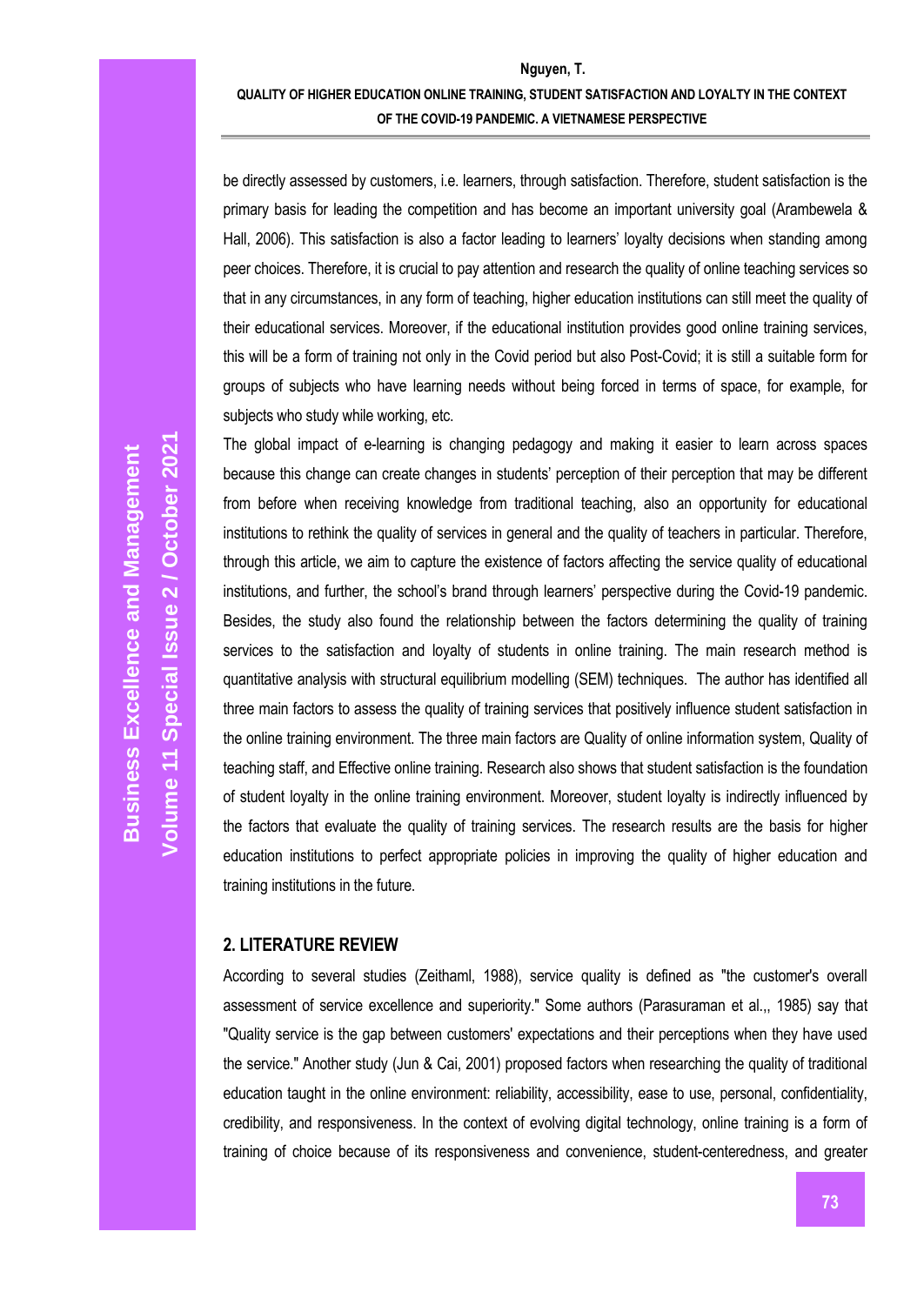be directly assessed by customers, i.e. learners, through satisfaction. Therefore, student satisfaction is the primary basis for leading the competition and has become an important university goal (Arambewela & Hall, 2006). This satisfaction is also a factor leading to learners' loyalty decisions when standing among peer choices. Therefore, it is crucial to pay attention and research the quality of online teaching services so that in any circumstances, in any form of teaching, higher education institutions can still meet the quality of their educational services. Moreover, if the educational institution provides good online training services, this will be a form of training not only in the Covid period but also Post-Covid; it is still a suitable form for groups of subjects who have learning needs without being forced in terms of space, for example, for subjects who study while working, etc.

The global impact of e-learning is changing pedagogy and making it easier to learn across spaces because this change can create changes in students' perception of their perception that may be different from before when receiving knowledge from traditional teaching, also an opportunity for educational institutions to rethink the quality of services in general and the quality of teachers in particular. Therefore, through this article, we aim to capture the existence of factors affecting the service quality of educational institutions, and further, the school's brand through learners' perspective during the Covid-19 pandemic. Besides, the study also found the relationship between the factors determining the quality of training services to the satisfaction and loyalty of students in online training. The main research method is quantitative analysis with structural equilibrium modelling (SEM) techniques. The author has identified all three main factors to assess the quality of training services that positively influence student satisfaction in the online training environment. The three main factors are Quality of online information system, Quality of teaching staff, and Effective online training. Research also shows that student satisfaction is the foundation of student loyalty in the online training environment. Moreover, student loyalty is indirectly influenced by the factors that evaluate the quality of training services. The research results are the basis for higher education institutions to perfect appropriate policies in improving the quality of higher education and training institutions in the future.

## 2. LITERATURE REVIEW

According to several studies (Zeithaml, 1988), service quality is defined as "the customer's overall assessment of service excellence and superiority." Some authors (Parasuraman et al.,, 1985) say that "Quality service is the gap between customers' expectations and their perceptions when they have used the service." Another study (Jun & Cai, 2001) proposed factors when researching the quality of traditional education taught in the online environment: reliability, accessibility, ease to use, personal, confidentiality, credibility, and responsiveness. In the context of evolving digital technology, online training is a form of training of choice because of its responsiveness and convenience, student-centeredness, and greater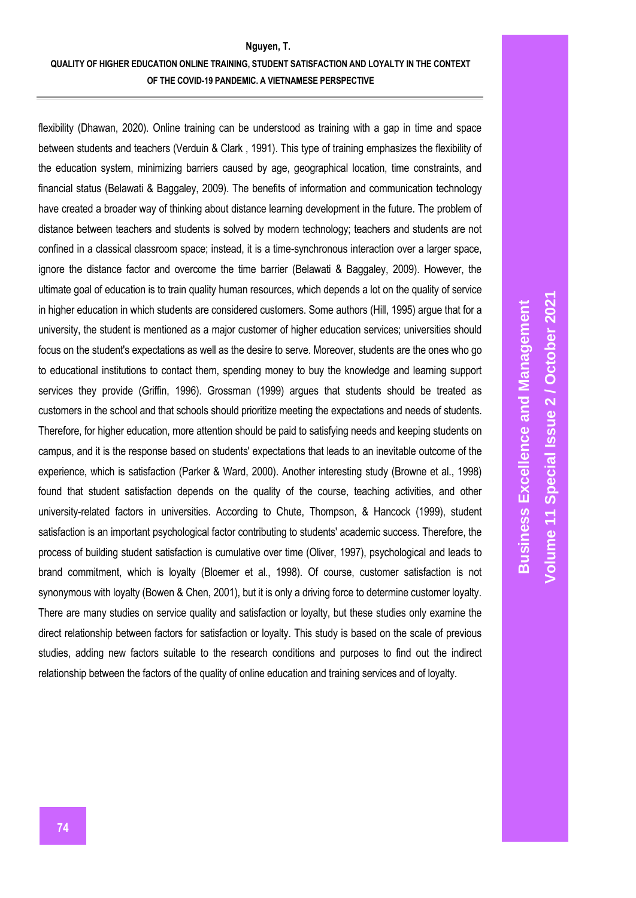flexibility (Dhawan, 2020). Online training can be understood as training with a gap in time and space between students and teachers (Verduin & Clark , 1991). This type of training emphasizes the flexibility of the education system, minimizing barriers caused by age, geographical location, time constraints, and financial status (Belawati & Baggaley, 2009). The benefits of information and communication technology have created a broader way of thinking about distance learning development in the future. The problem of distance between teachers and students is solved by modern technology; teachers and students are not confined in a classical classroom space; instead, it is a time-synchronous interaction over a larger space, ignore the distance factor and overcome the time barrier (Belawati & Baggaley, 2009). However, the ultimate goal of education is to train quality human resources, which depends a lot on the quality of service in higher education in which students are considered customers. Some authors (Hill, 1995) argue that for a university, the student is mentioned as a major customer of higher education services; universities should focus on the student's expectations as well as the desire to serve. Moreover, students are the ones who go to educational institutions to contact them, spending money to buy the knowledge and learning support services they provide (Griffin, 1996). Grossman (1999) argues that students should be treated as customers in the school and that schools should prioritize meeting the expectations and needs of students. Therefore, for higher education, more attention should be paid to satisfying needs and keeping students on campus, and it is the response based on students' expectations that leads to an inevitable outcome of the experience, which is satisfaction (Parker & Ward, 2000). Another interesting study (Browne et al., 1998) found that student satisfaction depends on the quality of the course, teaching activities, and other university-related factors in universities. According to Chute, Thompson, & Hancock (1999), student satisfaction is an important psychological factor contributing to students' academic success. Therefore, the process of building student satisfaction is cumulative over time (Oliver, 1997), psychological and leads to brand commitment, which is loyalty (Bloemer et al., 1998). Of course, customer satisfaction is not synonymous with loyalty (Bowen & Chen, 2001), but it is only a driving force to determine customer loyalty. There are many studies on service quality and satisfaction or loyalty, but these studies only examine the direct relationship between factors for satisfaction or loyalty. This study is based on the scale of previous studies, adding new factors suitable to the research conditions and purposes to find out the indirect relationship between the factors of the quality of online education and training services and of loyalty.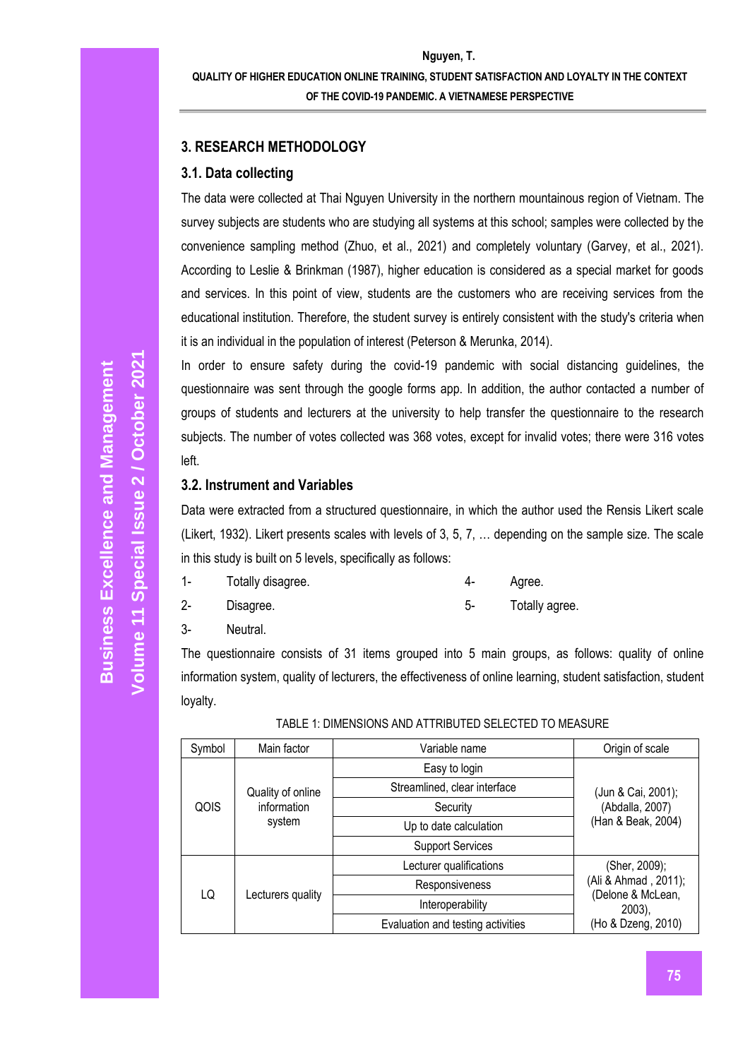## 3. RESEARCH METHODOLOGY

### 3.1. Data collecting

The data were collected at Thai Nguyen University in the northern mountainous region of Vietnam. The survey subjects are students who are studying all systems at this school; samples were collected by the convenience sampling method (Zhuo, et al., 2021) and completely voluntary (Garvey, et al., 2021). According to Leslie & Brinkman (1987), higher education is considered as a special market for goods and services. In this point of view, students are the customers who are receiving services from the educational institution. Therefore, the student survey is entirely consistent with the study's criteria when it is an individual in the population of interest (Peterson & Merunka, 2014).

In order to ensure safety during the covid-19 pandemic with social distancing guidelines, the questionnaire was sent through the google forms app. In addition, the author contacted a number of groups of students and lecturers at the university to help transfer the questionnaire to the research subjects. The number of votes collected was 368 votes, except for invalid votes; there were 316 votes left.

### 3.2. Instrument and Variables

Data were extracted from a structured questionnaire, in which the author used the Rensis Likert scale (Likert, 1932). Likert presents scales with levels of 3, 5, 7, … depending on the sample size. The scale in this study is built on 5 levels, specifically as follows:

1- Totally disagree.
2- Disagree.
3- Neutral.
4- Agree.
5- Totally agree.

The questionnaire consists of 31 items grouped into 5 main groups, as follows: quality of online information system, quality of lecturers, the effectiveness of online learning, student satisfaction, student loyalty.

TABLE 1: DIMENSIONS AND ATTRIBUTED SELECTED TO MEASURE

| Symbol | Main factor | Variable name | Origin of scale |
|---|---|---|---|
| QOIS | Quality of online information system | Easy to login | (Jun & Cai, 2001); (Abdalla, 2007) (Han & Beak, 2004) |
| | | Streamlined, clear interface | |
| | | Security | |
| | | Up to date calculation | |
| | | Support Services | |
| LQ | Lecturers quality | Lecturer qualifications | (Sher, 2009); (Ali & Ahmad , 2011); (Delone & McLean, 2003), (Ho & Dzeng, 2010) |
| | | Responsiveness | |
| | | Interoperability | |
| | | Evaluation and testing activities | |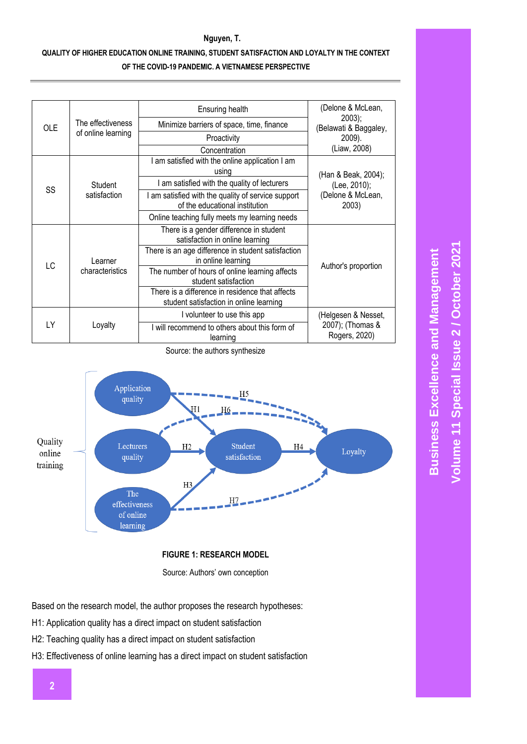| OLE | The effectiveness of online learning | Ensuring health | (Delone & McLean, 2003); (Belawati & Baggaley, 2009). (Liaw, 2008) |
|---|---|---|---|
| | | Minimize barriers of space, time, finance | |
| | | Proactivity | |
| | | Concentration | |
| SS | Student satisfaction | I am satisfied with the online application I am using | (Han & Beak, 2004); (Lee, 2010); (Delone & McLean, 2003) |
| | | I am satisfied with the quality of lecturers | |
| | | I am satisfied with the quality of service support of the educational institution | |
| | | Online teaching fully meets my learning needs | |
| LC | Learner characteristics | There is a gender difference in student satisfaction in online learning | Author's proportion |
| | | There is an age difference in student satisfaction in online learning | |
| | | The number of hours of online learning affects student satisfaction | |
| | | There is a difference in residence that affects student satisfaction in online learning | |
| LY | Loyalty | I volunteer to use this app | (Helgesen & Nesset, 2007); (Thomas & Rogers, 2020) |
| | | I will recommend to others about this form of learning | |

Source: the authors synthesize

**FIGURE 1: RESEARCH MODEL**

Source: Authors' own conception

Based on the research model, the author proposes the research hypotheses:

H1: Application quality has a direct impact on student satisfaction

H2: Teaching quality has a direct impact on student satisfaction

H3: Effectiveness of online learning has a direct impact on student satisfaction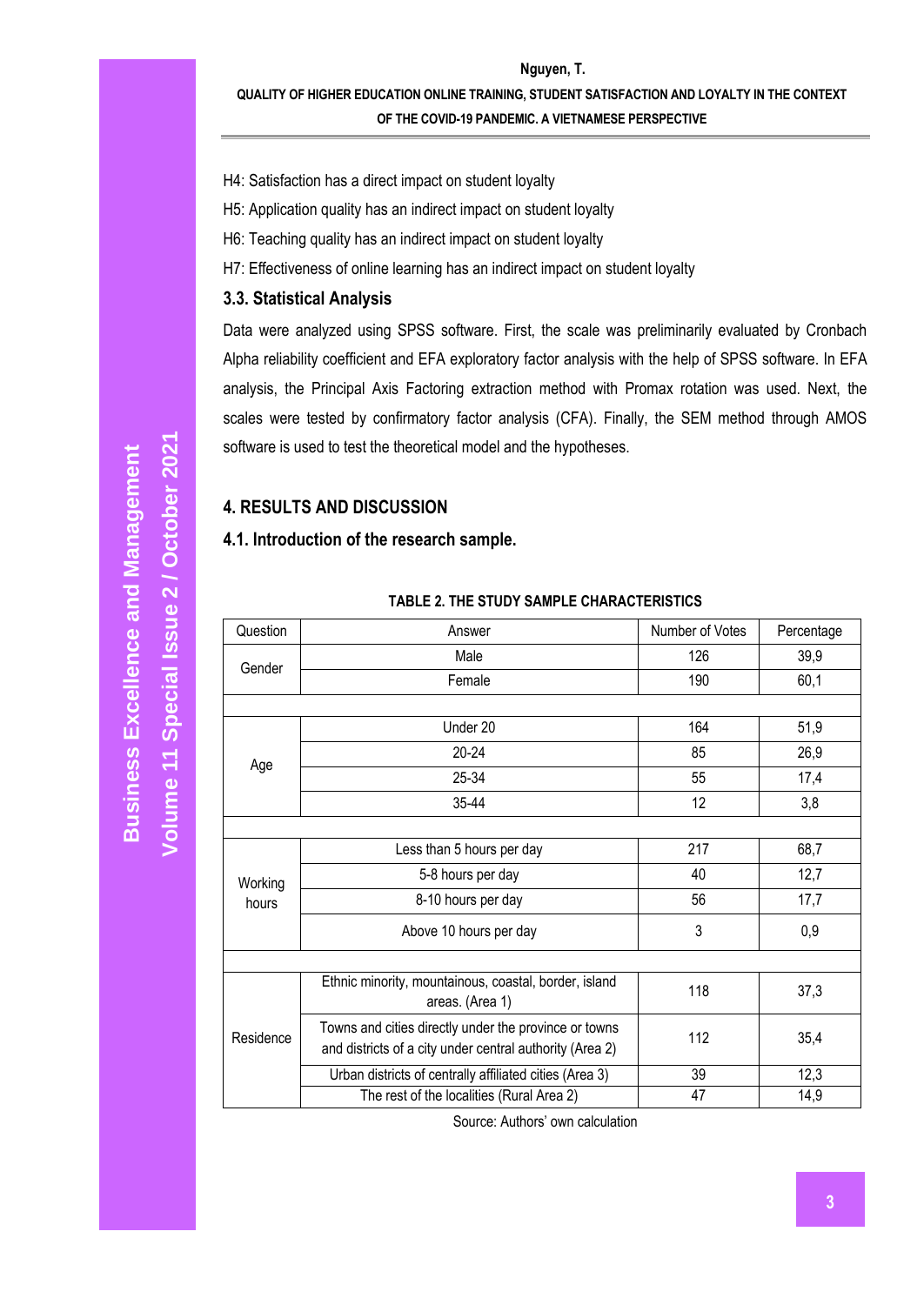H4: Satisfaction has a direct impact on student loyalty

H5: Application quality has an indirect impact on student loyalty

H6: Teaching quality has an indirect impact on student loyalty

H7: Effectiveness of online learning has an indirect impact on student loyalty

### 3.3. Statistical Analysis

Data were analyzed using SPSS software. First, the scale was preliminarily evaluated by Cronbach Alpha reliability coefficient and EFA exploratory factor analysis with the help of SPSS software. In EFA analysis, the Principal Axis Factoring extraction method with Promax rotation was used. Next, the scales were tested by confirmatory factor analysis (CFA). Finally, the SEM method through AMOS software is used to test the theoretical model and the hypotheses.

## 4. RESULTS AND DISCUSSION

### 4.1. Introduction of the research sample.

**TABLE 2. THE STUDY SAMPLE CHARACTERISTICS**

| Question | Answer | Number of Votes | Percentage |
|---|---|---|---|
| Gender | Male | 126 | 39,9 |
| | Female | 190 | 60,1 |
| | | | |
| Age | Under 20 | 164 | 51,9 |
| | 20-24 | 85 | 26,9 |
| | 25-34 | 55 | 17,4 |
| | 35-44 | 12 | 3,8 |
| | | | |
| Working hours | Less than 5 hours per day | 217 | 68,7 |
| | 5-8 hours per day | 40 | 12,7 |
| | 8-10 hours per day | 56 | 17,7 |
| | Above 10 hours per day | 3 | 0,9 |
| | | | |
| Residence | Ethnic minority, mountainous, coastal, border, island areas. (Area 1) | 118 | 37,3 |
| | Towns and cities directly under the province or towns and districts of a city under central authority (Area 2) | 112 | 35,4 |
| | Urban districts of centrally affiliated cities (Area 3) | 39 | 12,3 |
| | The rest of the localities (Rural Area 2) | 47 | 14,9 |

Source: Authors' own calculation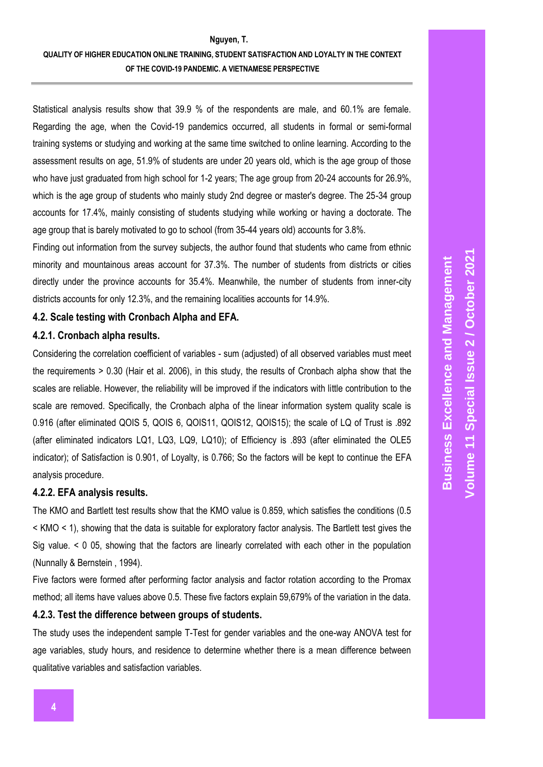Statistical analysis results show that 39.9 % of the respondents are male, and 60.1% are female. Regarding the age, when the Covid-19 pandemics occurred, all students in formal or semi-formal training systems or studying and working at the same time switched to online learning. According to the assessment results on age, 51.9% of students are under 20 years old, which is the age group of those who have just graduated from high school for 1-2 years; The age group from 20-24 accounts for 26.9%, which is the age group of students who mainly study 2nd degree or master's degree. The 25-34 group accounts for 17.4%, mainly consisting of students studying while working or having a doctorate. The age group that is barely motivated to go to school (from 35-44 years old) accounts for 3.8%.

Finding out information from the survey subjects, the author found that students who came from ethnic minority and mountainous areas account for 37.3%. The number of students from districts or cities directly under the province accounts for 35.4%. Meanwhile, the number of students from inner-city districts accounts for only 12.3%, and the remaining localities accounts for 14.9%.

### 4.2. Scale testing with Cronbach Alpha and EFA.

#### 4.2.1. Cronbach alpha results.

Considering the correlation coefficient of variables - sum (adjusted) of all observed variables must meet the requirements > 0.30 (Hair et al. 2006), in this study, the results of Cronbach alpha show that the scales are reliable. However, the reliability will be improved if the indicators with little contribution to the scale are removed. Specifically, the Cronbach alpha of the linear information system quality scale is 0.916 (after eliminated QOIS 5, QOIS 6, QOIS11, QOIS12, QOIS15); the scale of LQ of Trust is .892 (after eliminated indicators LQ1, LQ3, LQ9, LQ10); of Efficiency is .893 (after eliminated the OLE5 indicator); of Satisfaction is 0.901, of Loyalty, is 0.766; So the factors will be kept to continue the EFA analysis procedure.

#### 4.2.2. EFA analysis results.

The KMO and Bartlett test results show that the KMO value is 0.859, which satisfies the conditions (0.5 < KMO < 1), showing that the data is suitable for exploratory factor analysis. The Bartlett test gives the Sig value. < 0 05, showing that the factors are linearly correlated with each other in the population (Nunnally & Bernstein , 1994).

Five factors were formed after performing factor analysis and factor rotation according to the Promax method; all items have values above 0.5. These five factors explain 59,679% of the variation in the data.

#### 4.2.3. Test the difference between groups of students.

The study uses the independent sample T-Test for gender variables and the one-way ANOVA test for age variables, study hours, and residence to determine whether there is a mean difference between qualitative variables and satisfaction variables.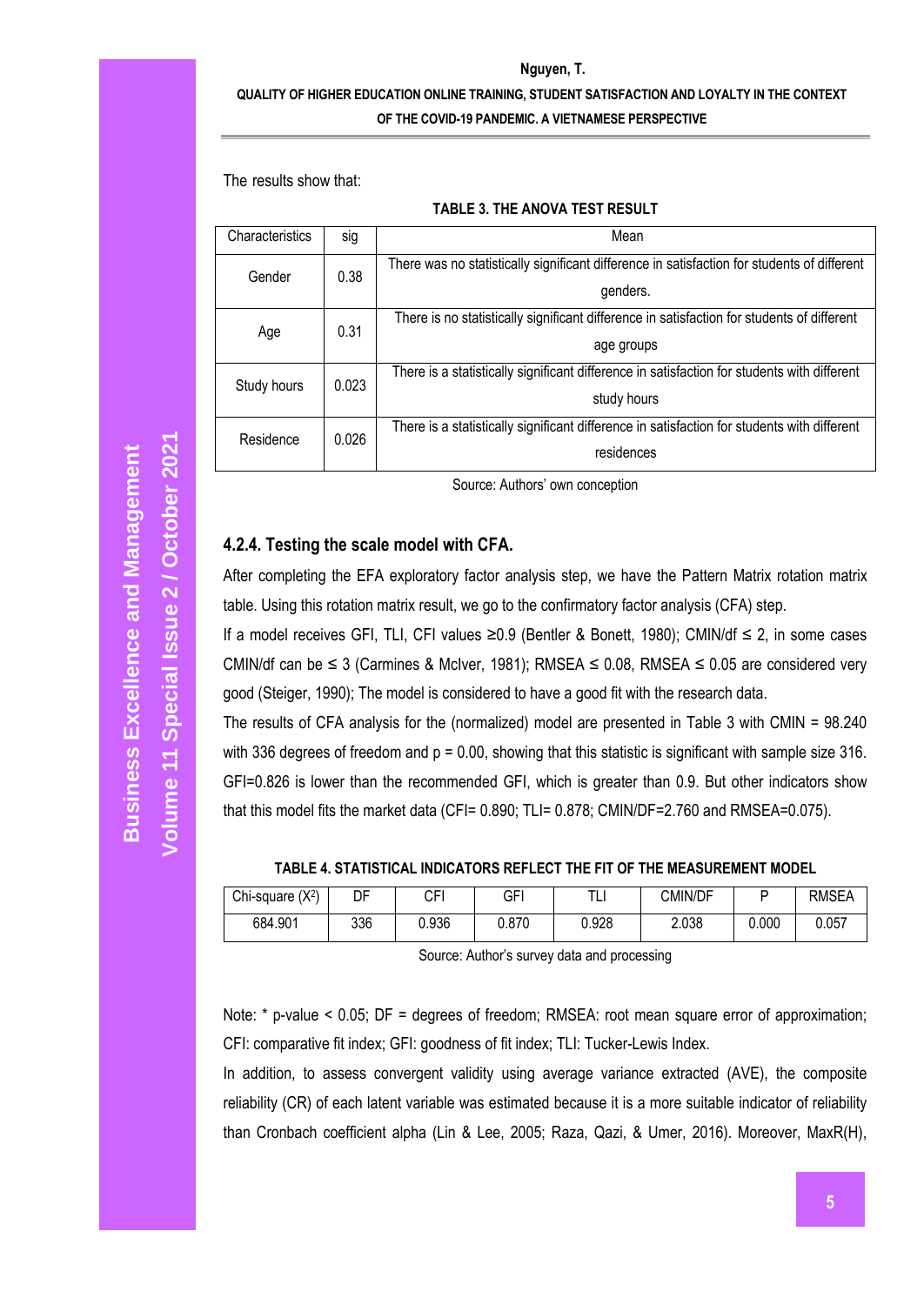The results show that:

**TABLE 3. THE ANOVA TEST RESULT**

| Characteristics | sig | Mean |
|---|---|---|
| Gender | 0.38 | There was no statistically significant difference in satisfaction for students of different genders. |
| Age | 0.31 | There is no statistically significant difference in satisfaction for students of different age groups |
| Study hours | 0.023 | There is a statistically significant difference in satisfaction for students with different study hours |
| Residence | 0.026 | There is a statistically significant difference in satisfaction for students with different residences |

Source: Authors' own conception

### 4.2.4. Testing the scale model with CFA.

After completing the EFA exploratory factor analysis step, we have the Pattern Matrix rotation matrix table. Using this rotation matrix result, we go to the confirmatory factor analysis (CFA) step.

If a model receives GFI, TLI, CFI values ≥0.9 (Bentler & Bonett, 1980); CMIN/df ≤ 2, in some cases CMIN/df can be ≤ 3 (Carmines & McIver, 1981); RMSEA ≤ 0.08, RMSEA ≤ 0.05 are considered very good (Steiger, 1990); The model is considered to have a good fit with the research data.

The results of CFA analysis for the (normalized) model are presented in Table 3 with CMIN = 98.240 with 336 degrees of freedom and p = 0.00, showing that this statistic is significant with sample size 316. GFI=0.826 is lower than the recommended GFI, which is greater than 0.9. But other indicators show that this model fits the market data (CFI= 0.890; TLI= 0.878; CMIN/DF=2.760 and RMSEA=0.075).

**TABLE 4. STATISTICAL INDICATORS REFLECT THE FIT OF THE MEASUREMENT MODEL**

| Chi-square ($X^2$) | DF | CFI | GFI | TLI | CMIN/DF | P | RMSEA |
|---|---|---|---|---|---|---|---|
| 684.901 | 336 | 0.936 | 0.870 | 0.928 | 2.038 | 0.000 | 0.057 |

Source: Author's survey data and processing

Note: * p-value < 0.05; DF = degrees of freedom; RMSEA: root mean square error of approximation; CFI: comparative fit index; GFI: goodness of fit index; TLI: Tucker-Lewis Index.

In addition, to assess convergent validity using average variance extracted (AVE), the composite reliability (CR) of each latent variable was estimated because it is a more suitable indicator of reliability than Cronbach coefficient alpha (Lin & Lee, 2005; Raza, Qazi, & Umer, 2016). Moreover, MaxR(H),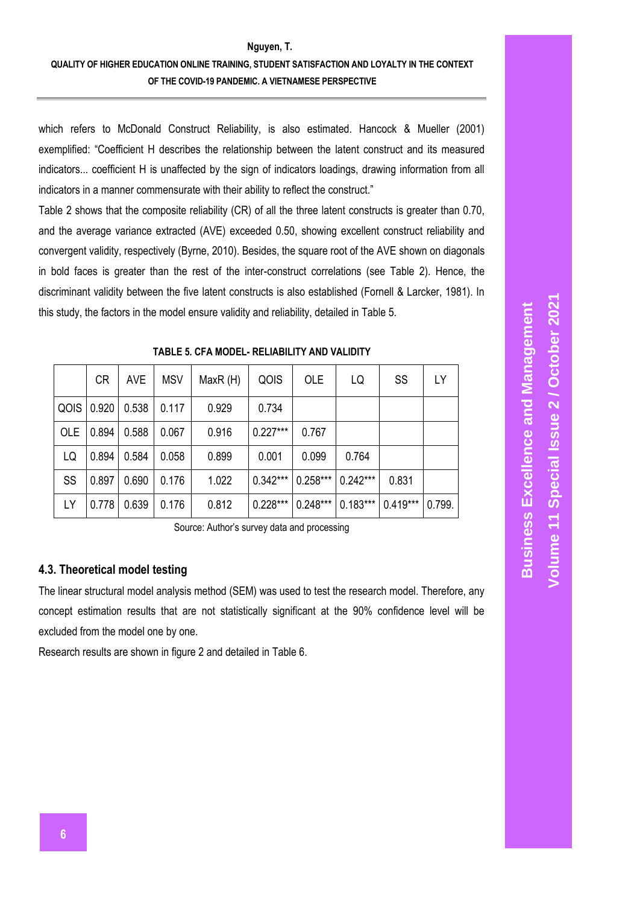which refers to McDonald Construct Reliability, is also estimated. Hancock & Mueller (2001) exemplified: "Coefficient H describes the relationship between the latent construct and its measured indicators... coefficient H is unaffected by the sign of indicators loadings, drawing information from all indicators in a manner commensurate with their ability to reflect the construct."

Table 2 shows that the composite reliability (CR) of all the three latent constructs is greater than 0.70, and the average variance extracted (AVE) exceeded 0.50, showing excellent construct reliability and convergent validity, respectively (Byrne, 2010). Besides, the square root of the AVE shown on diagonals in bold faces is greater than the rest of the inter-construct correlations (see Table 2). Hence, the discriminant validity between the five latent constructs is also established (Fornell & Larcker, 1981). In this study, the factors in the model ensure validity and reliability, detailed in Table 5.

**TABLE 5. CFA MODEL- RELIABILITY AND VALIDITY**

| | CR | AVE | MSV | MaxR (H) | QOIS | OLE | LQ | SS | LY |
|---|---|---|---|---|---|---|---|---|---|
| QOIS | 0.920 | 0.538 | 0.117 | 0.929 | 0.734 | | | | |
| OLE | 0.894 | 0.588 | 0.067 | 0.916 | 0.227*** | 0.767 | | | |
| LQ | 0.894 | 0.584 | 0.058 | 0.899 | 0.001 | 0.099 | 0.764 | | |
| SS | 0.897 | 0.690 | 0.176 | 1.022 | 0.342*** | 0.258*** | 0.242*** | 0.831 | |
| LY | 0.778 | 0.639 | 0.176 | 0.812 | 0.228*** | 0.248*** | 0.183*** | 0.419*** | 0.799. |

Source: Author's survey data and processing

### 4.3. Theoretical model testing

The linear structural model analysis method (SEM) was used to test the research model. Therefore, any concept estimation results that are not statistically significant at the 90% confidence level will be excluded from the model one by one.

Research results are shown in figure 2 and detailed in Table 6.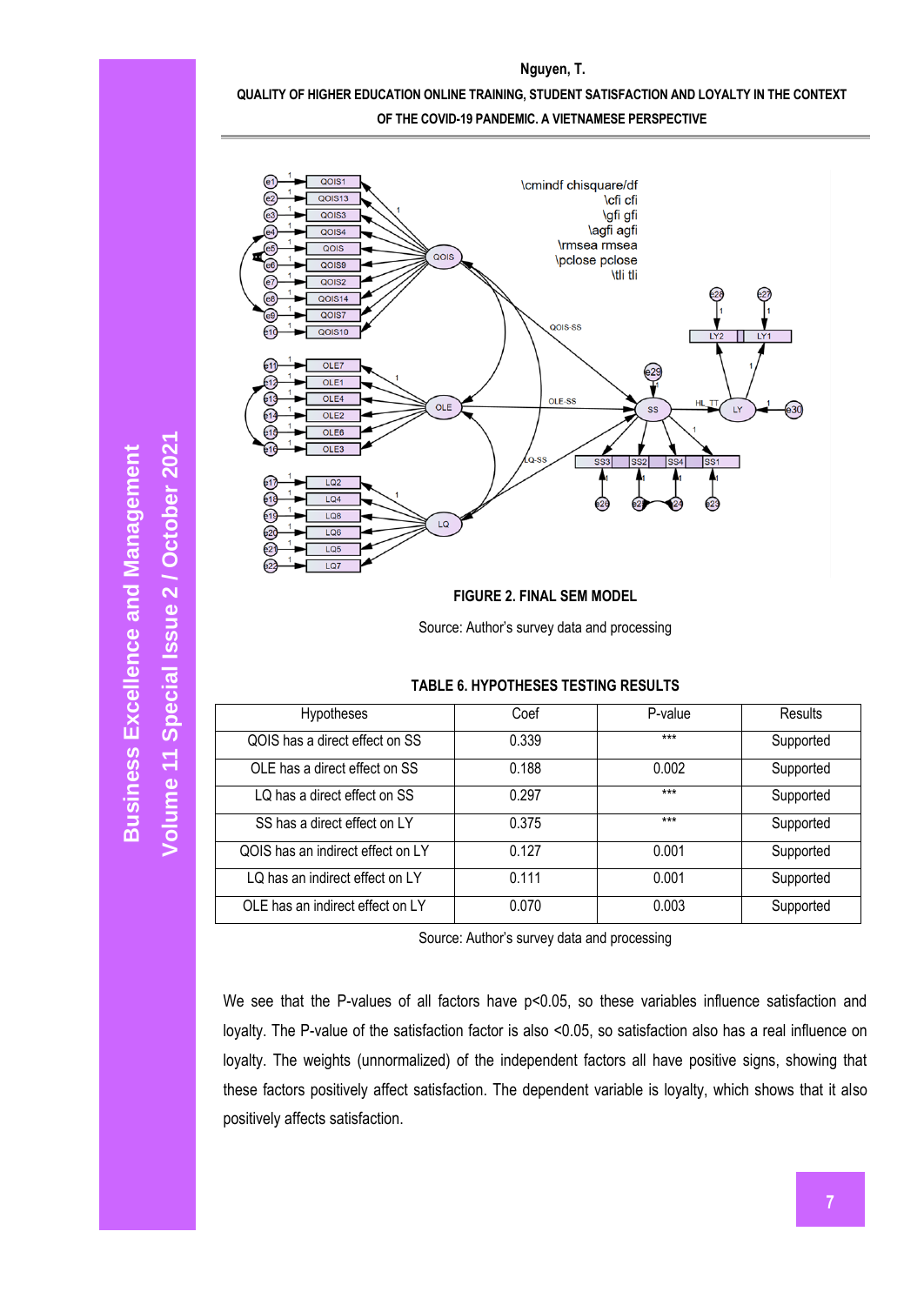**FIGURE 2. FINAL SEM MODEL**

Source: Author's survey data and processing

**TABLE 6. HYPOTHESES TESTING RESULTS**

| Hypotheses | Coef | P-value | Results |
|---|---|---|---|
| QOIS has a direct effect on SS | 0.339 | *** | Supported |
| OLE has a direct effect on SS | 0.188 | 0.002 | Supported |
| LQ has a direct effect on SS | 0.297 | *** | Supported |
| SS has a direct effect on LY | 0.375 | *** | Supported |
| QOIS has an indirect effect on LY | 0.127 | 0.001 | Supported |
| LQ has an indirect effect on LY | 0.111 | 0.001 | Supported |
| OLE has an indirect effect on LY | 0.070 | 0.003 | Supported |

Source: Author's survey data and processing

We see that the P-values of all factors have $p<0.05$, so these variables influence satisfaction and loyalty. The P-value of the satisfaction factor is also $<0.05$, so satisfaction also has a real influence on loyalty. The weights (unnormalized) of the independent factors all have positive signs, showing that these factors positively affect satisfaction. The dependent variable is loyalty, which shows that it also positively affects satisfaction.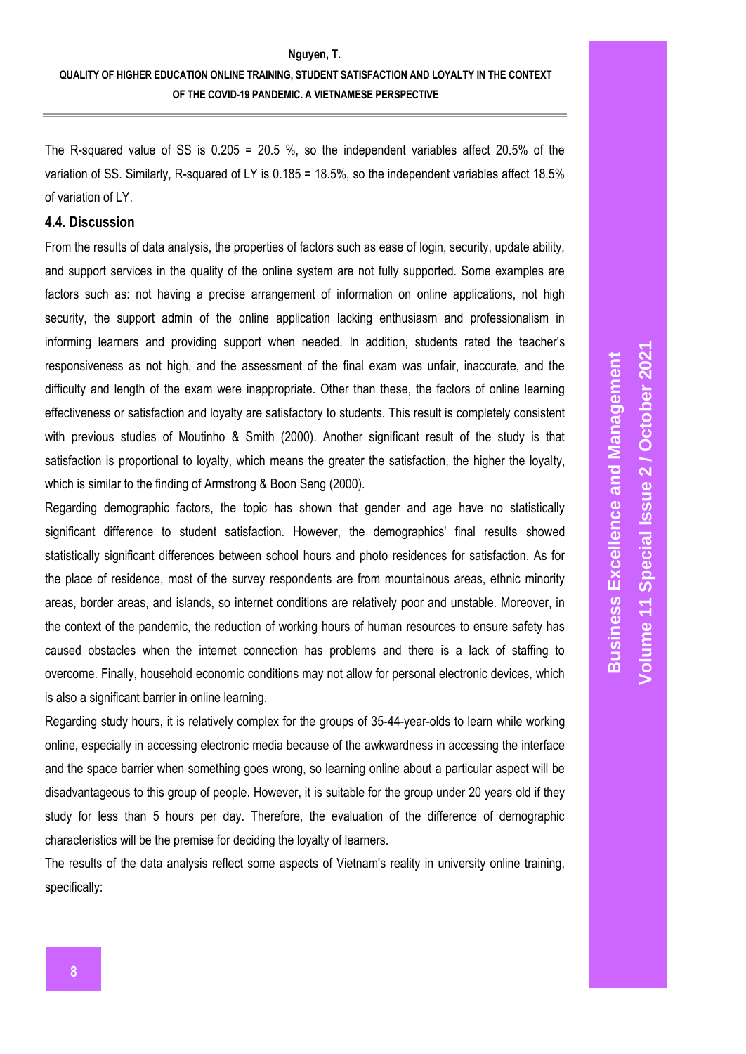The R-squared value of SS is 0.205 = 20.5 %, so the independent variables affect 20.5% of the variation of SS. Similarly, R-squared of LY is 0.185 = 18.5%, so the independent variables affect 18.5% of variation of LY.

### 4.4. Discussion

From the results of data analysis, the properties of factors such as ease of login, security, update ability, and support services in the quality of the online system are not fully supported. Some examples are factors such as: not having a precise arrangement of information on online applications, not high security, the support admin of the online application lacking enthusiasm and professionalism in informing learners and providing support when needed. In addition, students rated the teacher's responsiveness as not high, and the assessment of the final exam was unfair, inaccurate, and the difficulty and length of the exam were inappropriate. Other than these, the factors of online learning effectiveness or satisfaction and loyalty are satisfactory to students. This result is completely consistent with previous studies of Moutinho & Smith (2000). Another significant result of the study is that satisfaction is proportional to loyalty, which means the greater the satisfaction, the higher the loyalty, which is similar to the finding of Armstrong & Boon Seng (2000).

Regarding demographic factors, the topic has shown that gender and age have no statistically significant difference to student satisfaction. However, the demographics' final results showed statistically significant differences between school hours and photo residences for satisfaction. As for the place of residence, most of the survey respondents are from mountainous areas, ethnic minority areas, border areas, and islands, so internet conditions are relatively poor and unstable. Moreover, in the context of the pandemic, the reduction of working hours of human resources to ensure safety has caused obstacles when the internet connection has problems and there is a lack of staffing to overcome. Finally, household economic conditions may not allow for personal electronic devices, which is also a significant barrier in online learning.

Regarding study hours, it is relatively complex for the groups of 35-44-year-olds to learn while working online, especially in accessing electronic media because of the awkwardness in accessing the interface and the space barrier when something goes wrong, so learning online about a particular aspect will be disadvantageous to this group of people. However, it is suitable for the group under 20 years old if they study for less than 5 hours per day. Therefore, the evaluation of the difference of demographic characteristics will be the premise for deciding the loyalty of learners.

The results of the data analysis reflect some aspects of Vietnam's reality in university online training, specifically: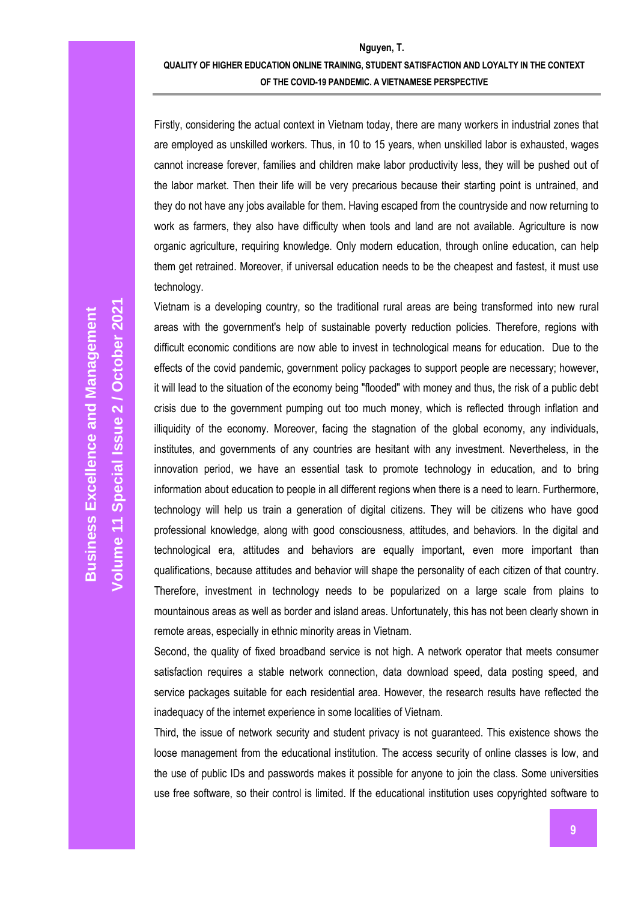Firstly, considering the actual context in Vietnam today, there are many workers in industrial zones that are employed as unskilled workers. Thus, in 10 to 15 years, when unskilled labor is exhausted, wages cannot increase forever, families and children make labor productivity less, they will be pushed out of the labor market. Then their life will be very precarious because their starting point is untrained, and they do not have any jobs available for them. Having escaped from the countryside and now returning to work as farmers, they also have difficulty when tools and land are not available. Agriculture is now organic agriculture, requiring knowledge. Only modern education, through online education, can help them get retrained. Moreover, if universal education needs to be the cheapest and fastest, it must use technology.

Vietnam is a developing country, so the traditional rural areas are being transformed into new rural areas with the government's help of sustainable poverty reduction policies. Therefore, regions with difficult economic conditions are now able to invest in technological means for education. Due to the effects of the covid pandemic, government policy packages to support people are necessary; however, it will lead to the situation of the economy being "flooded" with money and thus, the risk of a public debt crisis due to the government pumping out too much money, which is reflected through inflation and illiquidity of the economy. Moreover, facing the stagnation of the global economy, any individuals, institutes, and governments of any countries are hesitant with any investment. Nevertheless, in the innovation period, we have an essential task to promote technology in education, and to bring information about education to people in all different regions when there is a need to learn. Furthermore, technology will help us train a generation of digital citizens. They will be citizens who have good professional knowledge, along with good consciousness, attitudes, and behaviors. In the digital and technological era, attitudes and behaviors are equally important, even more important than qualifications, because attitudes and behavior will shape the personality of each citizen of that country. Therefore, investment in technology needs to be popularized on a large scale from plains to mountainous areas as well as border and island areas. Unfortunately, this has not been clearly shown in remote areas, especially in ethnic minority areas in Vietnam.

Second, the quality of fixed broadband service is not high. A network operator that meets consumer satisfaction requires a stable network connection, data download speed, data posting speed, and service packages suitable for each residential area. However, the research results have reflected the inadequacy of the internet experience in some localities of Vietnam.

Third, the issue of network security and student privacy is not guaranteed. This existence shows the loose management from the educational institution. The access security of online classes is low, and the use of public IDs and passwords makes it possible for anyone to join the class. Some universities use free software, so their control is limited. If the educational institution uses copyrighted software to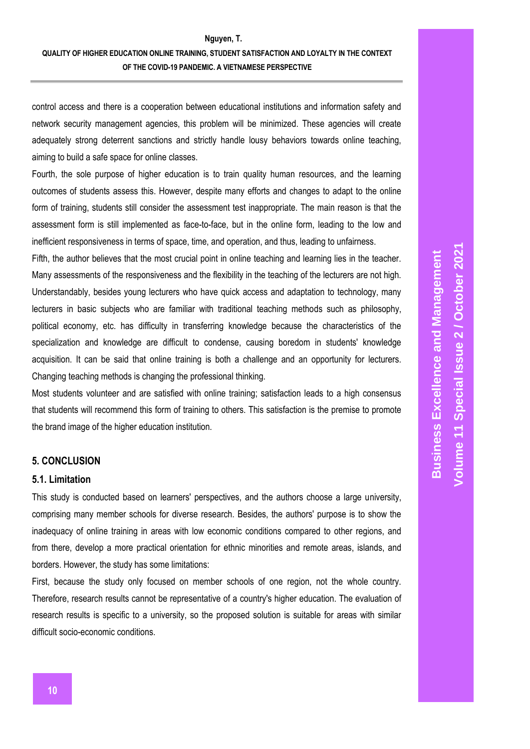control access and there is a cooperation between educational institutions and information safety and network security management agencies, this problem will be minimized. These agencies will create adequately strong deterrent sanctions and strictly handle lousy behaviors towards online teaching, aiming to build a safe space for online classes.

Fourth, the sole purpose of higher education is to train quality human resources, and the learning outcomes of students assess this. However, despite many efforts and changes to adapt to the online form of training, students still consider the assessment test inappropriate. The main reason is that the assessment form is still implemented as face-to-face, but in the online form, leading to the low and inefficient responsiveness in terms of space, time, and operation, and thus, leading to unfairness.

Fifth, the author believes that the most crucial point in online teaching and learning lies in the teacher. Many assessments of the responsiveness and the flexibility in the teaching of the lecturers are not high. Understandably, besides young lecturers who have quick access and adaptation to technology, many lecturers in basic subjects who are familiar with traditional teaching methods such as philosophy, political economy, etc. has difficulty in transferring knowledge because the characteristics of the specialization and knowledge are difficult to condense, causing boredom in students' knowledge acquisition. It can be said that online training is both a challenge and an opportunity for lecturers. Changing teaching methods is changing the professional thinking.

Most students volunteer and are satisfied with online training; satisfaction leads to a high consensus that students will recommend this form of training to others. This satisfaction is the premise to promote the brand image of the higher education institution.

## 5. CONCLUSION

### 5.1. Limitation

This study is conducted based on learners' perspectives, and the authors choose a large university, comprising many member schools for diverse research. Besides, the authors' purpose is to show the inadequacy of online training in areas with low economic conditions compared to other regions, and from there, develop a more practical orientation for ethnic minorities and remote areas, islands, and borders. However, the study has some limitations:

First, because the study only focused on member schools of one region, not the whole country. Therefore, research results cannot be representative of a country's higher education. The evaluation of research results is specific to a university, so the proposed solution is suitable for areas with similar difficult socio-economic conditions.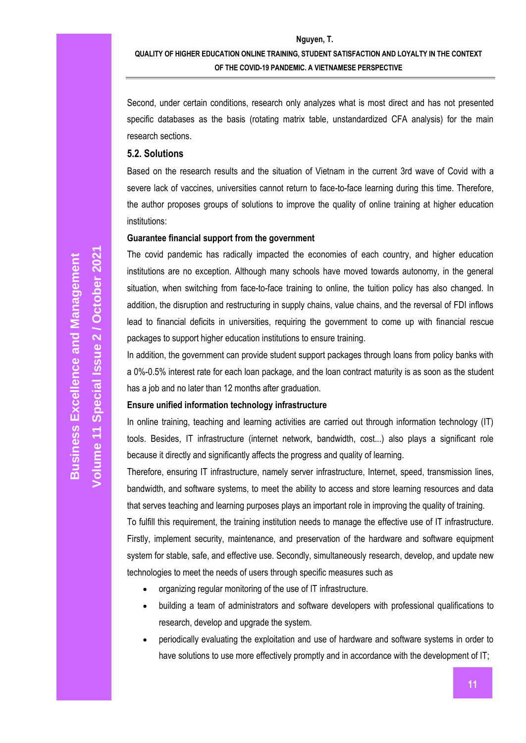Second, under certain conditions, research only analyzes what is most direct and has not presented specific databases as the basis (rotating matrix table, unstandardized CFA analysis) for the main research sections.

### 5.2. Solutions

Based on the research results and the situation of Vietnam in the current 3rd wave of Covid with a severe lack of vaccines, universities cannot return to face-to-face learning during this time. Therefore, the author proposes groups of solutions to improve the quality of online training at higher education institutions:

**Guarantee financial support from the government**

The covid pandemic has radically impacted the economies of each country, and higher education institutions are no exception. Although many schools have moved towards autonomy, in the general situation, when switching from face-to-face training to online, the tuition policy has also changed. In addition, the disruption and restructuring in supply chains, value chains, and the reversal of FDI inflows lead to financial deficits in universities, requiring the government to come up with financial rescue packages to support higher education institutions to ensure training.

In addition, the government can provide student support packages through loans from policy banks with a 0%-0.5% interest rate for each loan package, and the loan contract maturity is as soon as the student has a job and no later than 12 months after graduation.

**Ensure unified information technology infrastructure**

In online training, teaching and learning activities are carried out through information technology (IT) tools. Besides, IT infrastructure (internet network, bandwidth, cost...) also plays a significant role because it directly and significantly affects the progress and quality of learning.

Therefore, ensuring IT infrastructure, namely server infrastructure, Internet, speed, transmission lines, bandwidth, and software systems, to meet the ability to access and store learning resources and data that serves teaching and learning purposes plays an important role in improving the quality of training.

To fulfill this requirement, the training institution needs to manage the effective use of IT infrastructure. Firstly, implement security, maintenance, and preservation of the hardware and software equipment system for stable, safe, and effective use. Secondly, simultaneously research, develop, and update new technologies to meet the needs of users through specific measures such as

- organizing regular monitoring of the use of IT infrastructure.
- building a team of administrators and software developers with professional qualifications to research, develop and upgrade the system.
- periodically evaluating the exploitation and use of hardware and software systems in order to have solutions to use more effectively promptly and in accordance with the development of IT;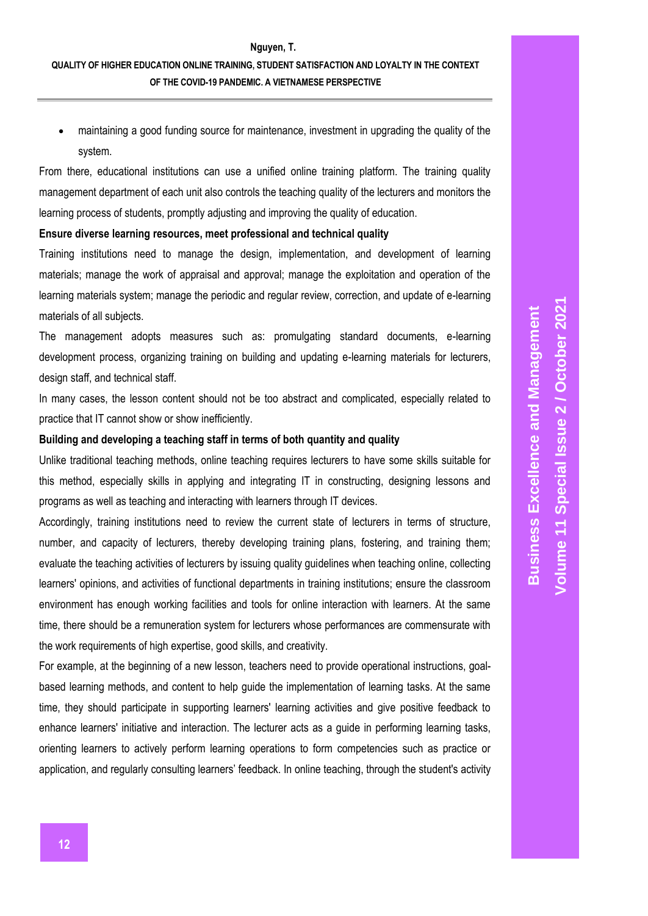- maintaining a good funding source for maintenance, investment in upgrading the quality of the system.

From there, educational institutions can use a unified online training platform. The training quality management department of each unit also controls the teaching quality of the lecturers and monitors the learning process of students, promptly adjusting and improving the quality of education.

**Ensure diverse learning resources, meet professional and technical quality**

Training institutions need to manage the design, implementation, and development of learning materials; manage the work of appraisal and approval; manage the exploitation and operation of the learning materials system; manage the periodic and regular review, correction, and update of e-learning materials of all subjects.

The management adopts measures such as: promulgating standard documents, e-learning development process, organizing training on building and updating e-learning materials for lecturers, design staff, and technical staff.

In many cases, the lesson content should not be too abstract and complicated, especially related to practice that IT cannot show or show inefficiently.

**Building and developing a teaching staff in terms of both quantity and quality**

Unlike traditional teaching methods, online teaching requires lecturers to have some skills suitable for this method, especially skills in applying and integrating IT in constructing, designing lessons and programs as well as teaching and interacting with learners through IT devices.

Accordingly, training institutions need to review the current state of lecturers in terms of structure, number, and capacity of lecturers, thereby developing training plans, fostering, and training them; evaluate the teaching activities of lecturers by issuing quality guidelines when teaching online, collecting learners' opinions, and activities of functional departments in training institutions; ensure the classroom environment has enough working facilities and tools for online interaction with learners. At the same time, there should be a remuneration system for lecturers whose performances are commensurate with the work requirements of high expertise, good skills, and creativity.

For example, at the beginning of a new lesson, teachers need to provide operational instructions, goal-based learning methods, and content to help guide the implementation of learning tasks. At the same time, they should participate in supporting learners' learning activities and give positive feedback to enhance learners' initiative and interaction. The lecturer acts as a guide in performing learning tasks, orienting learners to actively perform learning operations to form competencies such as practice or application, and regularly consulting learners' feedback. In online teaching, through the student's activity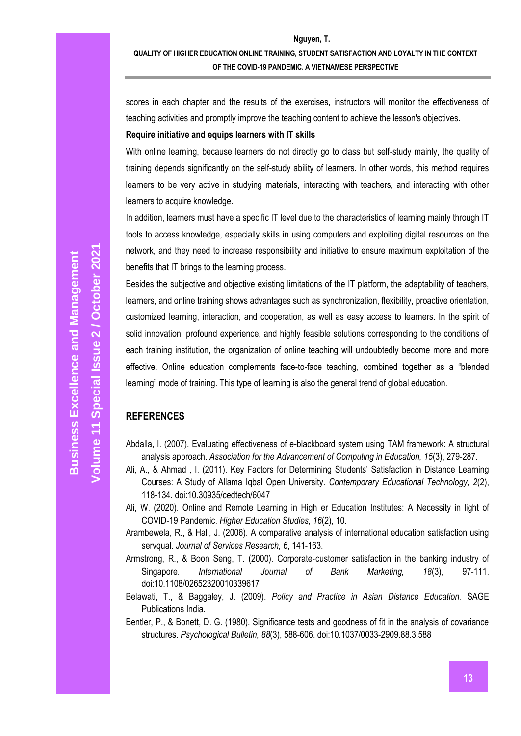scores in each chapter and the results of the exercises, instructors will monitor the effectiveness of teaching activities and promptly improve the teaching content to achieve the lesson's objectives.

**Require initiative and equips learners with IT skills**

With online learning, because learners do not directly go to class but self-study mainly, the quality of training depends significantly on the self-study ability of learners. In other words, this method requires learners to be very active in studying materials, interacting with teachers, and interacting with other learners to acquire knowledge.

In addition, learners must have a specific IT level due to the characteristics of learning mainly through IT tools to access knowledge, especially skills in using computers and exploiting digital resources on the network, and they need to increase responsibility and initiative to ensure maximum exploitation of the benefits that IT brings to the learning process.

Besides the subjective and objective existing limitations of the IT platform, the adaptability of teachers, learners, and online training shows advantages such as synchronization, flexibility, proactive orientation, customized learning, interaction, and cooperation, as well as easy access to learners. In the spirit of solid innovation, profound experience, and highly feasible solutions corresponding to the conditions of each training institution, the organization of online teaching will undoubtedly become more and more effective. Online education complements face-to-face teaching, combined together as a "blended learning" mode of training. This type of learning is also the general trend of global education.

## REFERENCES

Abdalla, I. (2007). Evaluating effectiveness of e-blackboard system using TAM framework: A structural analysis approach. *Association for the Advancement of Computing in Education, 15*(3), 279-287.

Ali, A., & Ahmad , I. (2011). Key Factors for Determining Students' Satisfaction in Distance Learning Courses: A Study of Allama Iqbal Open University. *Contemporary Educational Technology, 2*(2), 118-134. doi:10.30935/cedtech/6047

Ali, W. (2020). Online and Remote Learning in High er Education Institutes: A Necessity in light of COVID-19 Pandemic. *Higher Education Studies, 16*(2), 10.

Arambewela, R., & Hall, J. (2006). A comparative analysis of international education satisfaction using servqual. *Journal of Services Research, 6*, 141-163.

Armstrong, R., & Boon Seng, T. (2000). Corporate-customer satisfaction in the banking industry of Singapore. *International Journal of Bank Marketing, 18*(3), 97-111. doi:10.1108/02652320010339617

Belawati, T., & Baggaley, J. (2009). *Policy and Practice in Asian Distance Education.* SAGE Publications India.

Bentler, P., & Bonett, D. G. (1980). Significance tests and goodness of fit in the analysis of covariance structures. *Psychological Bulletin, 88*(3), 588-606. doi:10.1037/0033-2909.88.3.588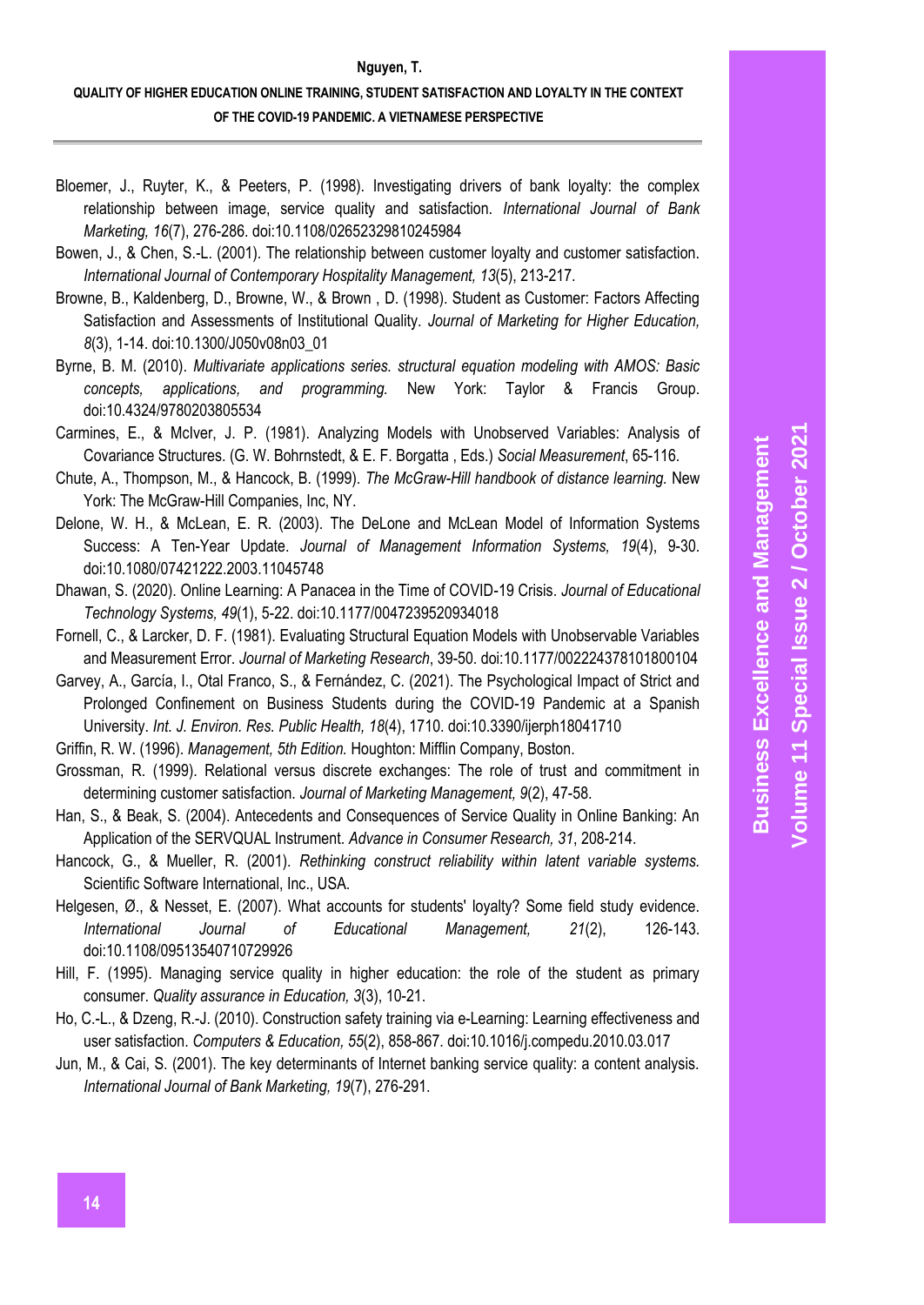Bloemer, J., Ruyter, K., & Peeters, P. (1998). Investigating drivers of bank loyalty: the complex relationship between image, service quality and satisfaction. *International Journal of Bank Marketing, 16*(7), 276-286. doi:10.1108/02652329810245984

Bowen, J., & Chen, S.-L. (2001). The relationship between customer loyalty and customer satisfaction. *International Journal of Contemporary Hospitality Management, 13*(5), 213-217.

Browne, B., Kaldenberg, D., Browne, W., & Brown , D. (1998). Student as Customer: Factors Affecting Satisfaction and Assessments of Institutional Quality. *Journal of Marketing for Higher Education, 8*(3), 1-14. doi:10.1300/J050v08n03_01

Byrne, B. M. (2010). *Multivariate applications series. structural equation modeling with AMOS: Basic concepts, applications, and programming.* New York: Taylor & Francis Group. doi:10.4324/9780203805534

Carmines, E., & McIver, J. P. (1981). Analyzing Models with Unobserved Variables: Analysis of Covariance Structures. (G. W. Bohrnstedt, & E. F. Borgatta , Eds.) *Social Measurement*, 65-116.

Chute, A., Thompson, M., & Hancock, B. (1999). *The McGraw-Hill handbook of distance learning.* New York: The McGraw-Hill Companies, Inc, NY.

Delone, W. H., & McLean, E. R. (2003). The DeLone and McLean Model of Information Systems Success: A Ten-Year Update. *Journal of Management Information Systems, 19*(4), 9-30. doi:10.1080/07421222.2003.11045748

Dhawan, S. (2020). Online Learning: A Panacea in the Time of COVID-19 Crisis. *Journal of Educational Technology Systems, 49*(1), 5-22. doi:10.1177/0047239520934018

Fornell, C., & Larcker, D. F. (1981). Evaluating Structural Equation Models with Unobservable Variables and Measurement Error. *Journal of Marketing Research*, 39-50. doi:10.1177/002224378101800104

Garvey, A., García, I., Otal Franco, S., & Fernández, C. (2021). The Psychological Impact of Strict and Prolonged Confinement on Business Students during the COVID-19 Pandemic at a Spanish University. *Int. J. Environ. Res. Public Health, 18*(4), 1710. doi:10.3390/ijerph18041710

Griffin, R. W. (1996). *Management, 5th Edition.* Houghton: Mifflin Company, Boston.

Grossman, R. (1999). Relational versus discrete exchanges: The role of trust and commitment in determining customer satisfaction. *Journal of Marketing Management, 9*(2), 47-58.

Han, S., & Beak, S. (2004). Antecedents and Consequences of Service Quality in Online Banking: An Application of the SERVQUAL Instrument. *Advance in Consumer Research, 31*, 208-214.

Hancock, G., & Mueller, R. (2001). *Rethinking construct reliability within latent variable systems.* Scientific Software International, Inc., USA.

Helgesen, Ø., & Nesset, E. (2007). What accounts for students' loyalty? Some field study evidence. *International Journal of Educational Management, 21*(2), 126-143. doi:10.1108/09513540710729926

Hill, F. (1995). Managing service quality in higher education: the role of the student as primary consumer. *Quality assurance in Education, 3*(3), 10-21.

Ho, C.-L., & Dzeng, R.-J. (2010). Construction safety training via e-Learning: Learning effectiveness and user satisfaction. *Computers & Education, 55*(2), 858-867. doi:10.1016/j.compedu.2010.03.017

Jun, M., & Cai, S. (2001). The key determinants of Internet banking service quality: a content analysis. *International Journal of Bank Marketing, 19*(7), 276-291.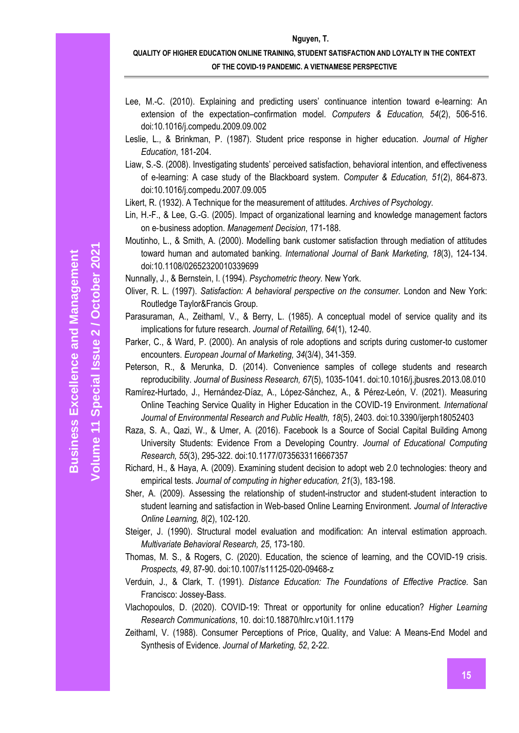Lee, M.-C. (2010). Explaining and predicting users' continuance intention toward e-learning: An extension of the expectation–confirmation model. *Computers & Education, 54*(2), 506-516. doi:10.1016/j.compedu.2009.09.002

Leslie, L., & Brinkman, P. (1987). Student price response in higher education. *Journal of Higher Education*, 181-204.

Liaw, S.-S. (2008). Investigating students' perceived satisfaction, behavioral intention, and effectiveness of e-learning: A case study of the Blackboard system. *Computer & Education, 51*(2), 864-873. doi:10.1016/j.compedu.2007.09.005

Likert, R. (1932). A Technique for the measurement of attitudes. *Archives of Psychology*.

Lin, H.-F., & Lee, G.-G. (2005). Impact of organizational learning and knowledge management factors on e-business adoption. *Management Decision*, 171-188.

Moutinho, L., & Smith, A. (2000). Modelling bank customer satisfaction through mediation of attitudes toward human and automated banking. *International Journal of Bank Marketing, 18*(3), 124-134. doi:10.1108/02652320010339699

Nunnally, J., & Bernstein, I. (1994). *Psychometric theory.* New York.

Oliver, R. L. (1997). *Satisfaction: A behavioral perspective on the consumer.* London and New York: Routledge Taylor&Francis Group.

Parasuraman, A., Zeithaml, V., & Berry, L. (1985). A conceptual model of service quality and its implications for future research. *Journal of Retailling, 64*(1), 12-40.

Parker, C., & Ward, P. (2000). An analysis of role adoptions and scripts during customer-to customer encounters. *European Journal of Marketing, 34*(3/4), 341-359.

Peterson, R., & Merunka, D. (2014). Convenience samples of college students and research reproducibility. *Journal of Business Research, 67*(5), 1035-1041. doi:10.1016/j.jbusres.2013.08.010

Ramírez-Hurtado, J., Hernández-Díaz, A., López-Sánchez, A., & Pérez-León, V. (2021). Measuring Online Teaching Service Quality in Higher Education in the COVID-19 Environment. *International Journal of Environmental Research and Public Health, 18*(5), 2403. doi:10.3390/ijerph18052403

Raza, S. A., Qazi, W., & Umer, A. (2016). Facebook Is a Source of Social Capital Building Among University Students: Evidence From a Developing Country. *Journal of Educational Computing Research, 55*(3), 295-322. doi:10.1177/0735633116667357

Richard, H., & Haya, A. (2009). Examining student decision to adopt web 2.0 technologies: theory and empirical tests. *Journal of computing in higher education, 21*(3), 183-198.

Sher, A. (2009). Assessing the relationship of student-instructor and student-student interaction to student learning and satisfaction in Web-based Online Learning Environment. *Journal of Interactive Online Learning, 8*(2), 102-120.

Steiger, J. (1990). Structural model evaluation and modification: An interval estimation approach. *Multivariate Behavioral Research, 25*, 173-180.

Thomas, M. S., & Rogers, C. (2020). Education, the science of learning, and the COVID-19 crisis. *Prospects, 49*, 87-90. doi:10.1007/s11125-020-09468-z

Verduin, J., & Clark, T. (1991). *Distance Education: The Foundations of Effective Practice.* San Francisco: Jossey-Bass.

Vlachopoulos, D. (2020). COVID-19: Threat or opportunity for online education? *Higher Learning Research Communications*, 10. doi:10.18870/hlrc.v10i1.1179

Zeithaml, V. (1988). Consumer Perceptions of Price, Quality, and Value: A Means-End Model and Synthesis of Evidence. *Journal of Marketing, 52*, 2-22.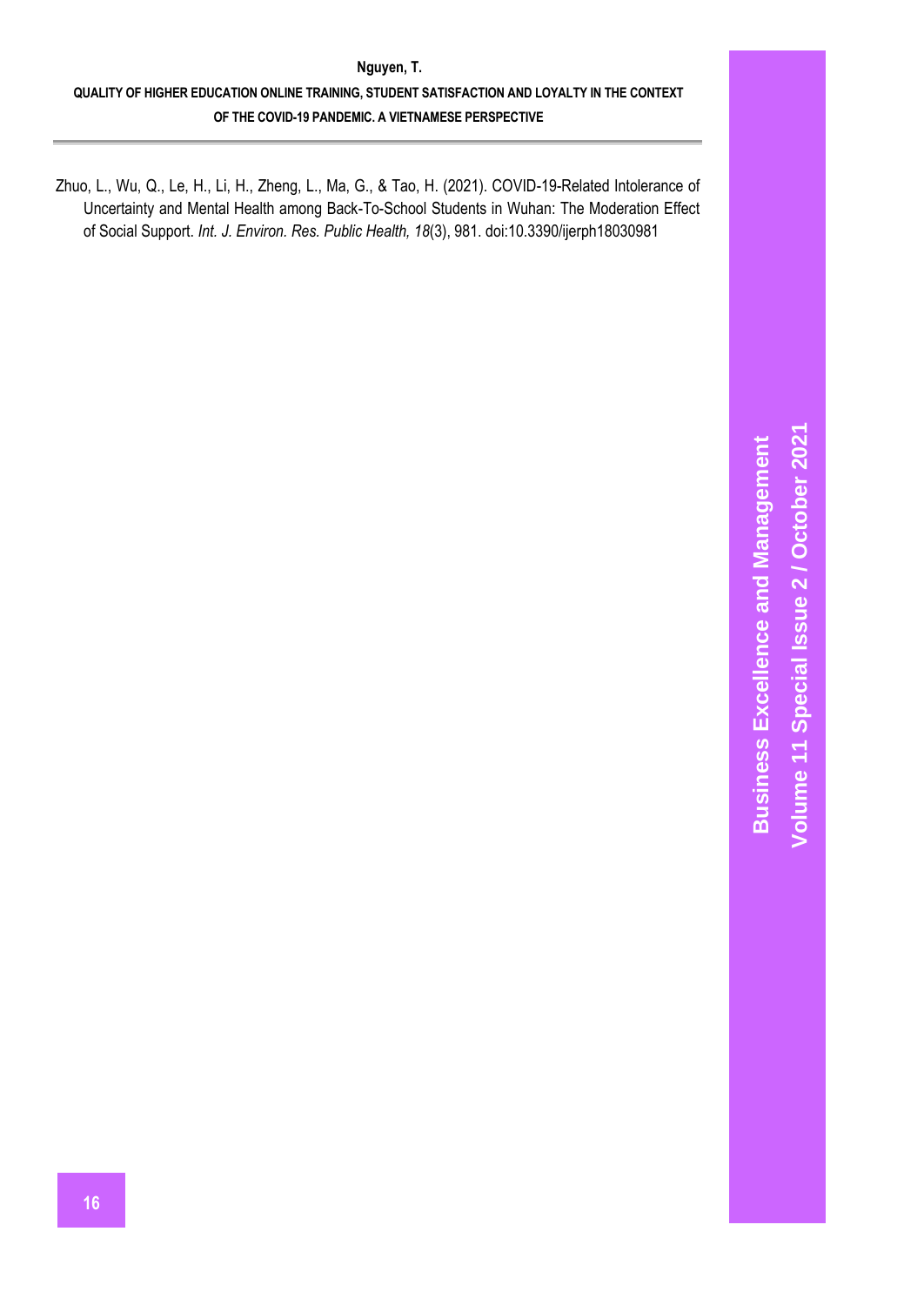Zhuo, L., Wu, Q., Le, H., Li, H., Zheng, L., Ma, G., & Tao, H. (2021). COVID-19-Related Intolerance of Uncertainty and Mental Health among Back-To-School Students in Wuhan: The Moderation Effect of Social Support. *Int. J. Environ. Res. Public Health, 18*(3), 981. doi:10.3390/ijerph18030981